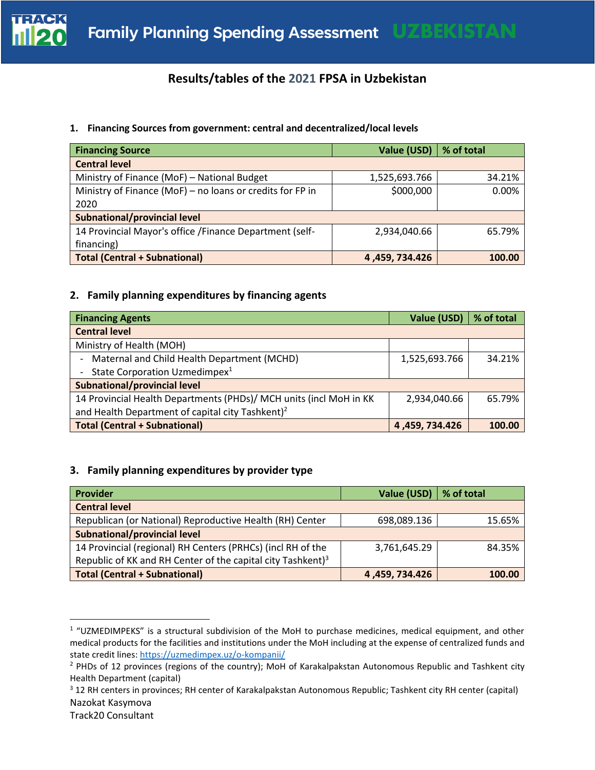# Family Planning Spending Assessment UZBEKISTAN

## Results/tables of the 2021 FPSA in Uzbekistan

### 1. Financing Sources from government: central and decentralized/local levels

| Financing Source | Value (USD) | % of total |
|---|---|---|
| **Central level** | | |
| Ministry of Finance (MoF) – National Budget | 1,525,693.766 | 34.21% |
| Ministry of Finance (MoF) – no loans or credits for FP in 2020 | $000,000 | 0.00% |
| **Subnational/provincial level** | | |
| 14 Provincial Mayor's office /Finance Department (self-financing) | 2,934,040.66 | 65.79% |
| **Total (Central + Subnational)** | **4 ,459, 734.426** | **100.00** |

### 2. Family planning expenditures by financing agents

| Financing Agents | Value (USD) | % of total |
|---|---|---|
| **Central level** | | |
| Ministry of Health (MOH) | | |
| - Maternal and Child Health Department (MCHD)<br>- State Corporation Uzmedimpex[1] | 1,525,693.766 | 34.21% |
| **Subnational/provincial level** | | |
| 14 Provincial Health Departments (PHDs)/ MCH units (incl MoH in KK and Health Department of capital city Tashkent)[2] | 2,934,040.66 | 65.79% |
| **Total (Central + Subnational)** | **4 ,459, 734.426** | **100.00** |

### 3. Family planning expenditures by provider type

| Provider | Value (USD) | % of total |
|---|---|---|
| **Central level** | | |
| Republican (or National) Reproductive Health (RH) Center | 698,089.136 | 15.65% |
| **Subnational/provincial level** | | |
| 14 Provincial (regional) RH Centers (PRHCs) (incl RH of the Republic of KK and RH Center of the capital city Tashkent)[3] | 3,761,645.29 | 84.35% |
| **Total (Central + Subnational)** | **4 ,459, 734.426** | **100.00** |

[1] "UZMEDIMPEKS" is a structural subdivision of the MoH to purchase medicines, medical equipment, and other medical products for the facilities and institutions under the MoH including at the expense of centralized funds and state credit lines: https://uzmedimpex.uz/o-kompanii/

[2] PHDs of 12 provinces (regions of the country); MoH of Karakalpakstan Autonomous Republic and Tashkent city Health Department (capital)

[3] 12 RH centers in provinces; RH center of Karakalpakstan Autonomous Republic; Tashkent city RH center (capital)

Nazokat Kasymova
Track20 Consultant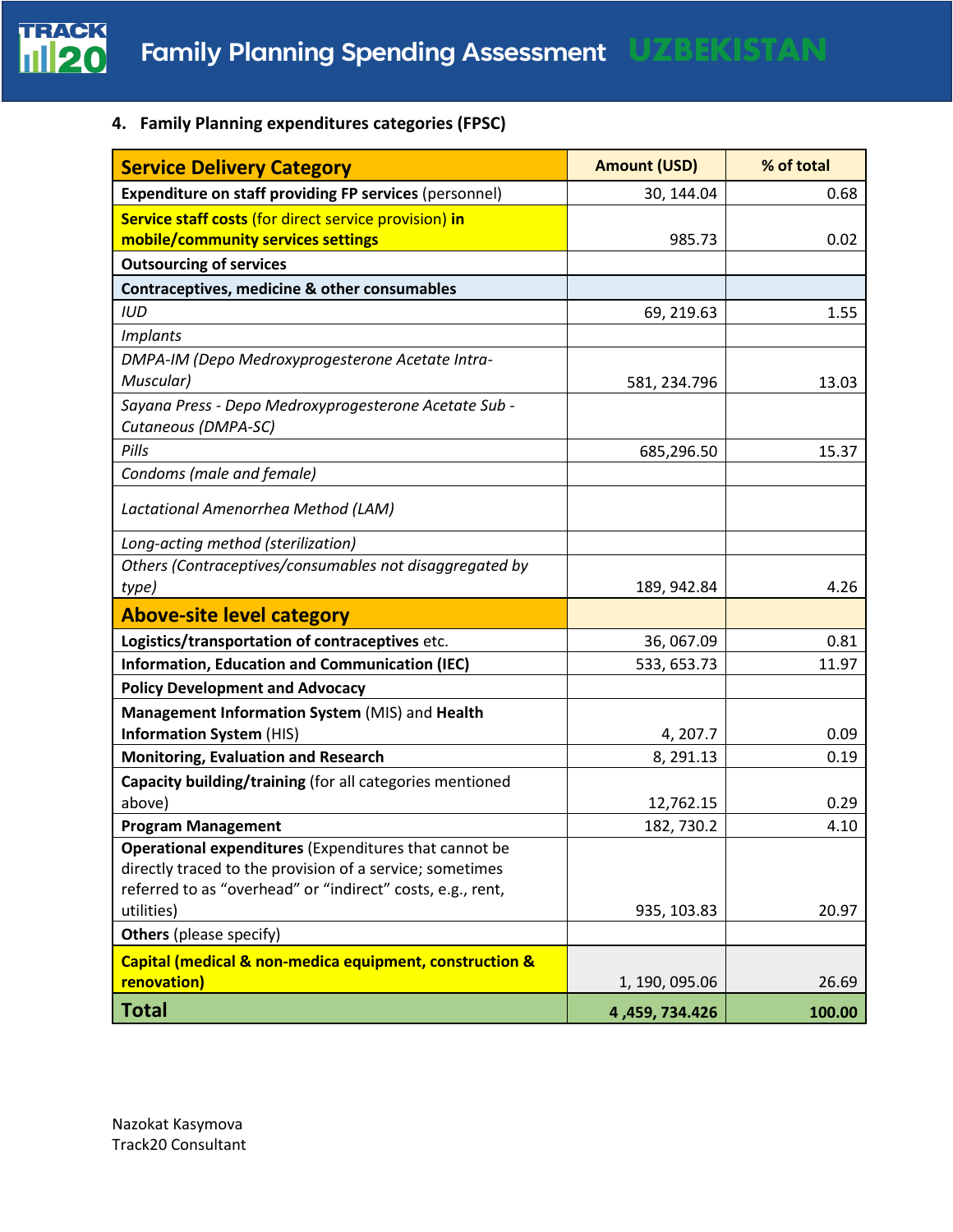### 4. Family Planning expenditures categories (FPSC)

| Service Delivery Category | Amount (USD) | % of total |
|---|---|---|
| **Expenditure on staff providing FP services** (personnel) | 30, 144.04 | 0.68 |
| **Service staff costs** (for direct service provision) **in mobile/community services settings** | 985.73 | 0.02 |
| **Outsourcing of services** | | |
| **Contraceptives, medicine & other consumables** | | |
| *IUD* | 69, 219.63 | 1.55 |
| *Implants* | | |
| *DMPA-IM (Depo Medroxyprogesterone Acetate Intra-Muscular)* | 581, 234.796 | 13.03 |
| *Sayana Press - Depo Medroxyprogesterone Acetate Sub - Cutaneous (DMPA-SC)* | | |
| *Pills* | 685,296.50 | 15.37 |
| *Condoms (male and female)* | | |
| *Lactational Amenorrhea Method (LAM)* | | |
| *Long-acting method (sterilization)* | | |
| *Others (Contraceptives/consumables not disaggregated by type)* | 189, 942.84 | 4.26 |
| **Above-site level category** | | |
| **Logistics/transportation of contraceptives** etc. | 36, 067.09 | 0.81 |
| **Information, Education and Communication (IEC)** | 533, 653.73 | 11.97 |
| **Policy Development and Advocacy** | | |
| **Management Information System** (MIS) and **Health Information System** (HIS) | 4, 207.7 | 0.09 |
| **Monitoring, Evaluation and Research** | 8, 291.13 | 0.19 |
| **Capacity building/training** (for all categories mentioned above) | 12,762.15 | 0.29 |
| **Program Management** | 182, 730.2 | 4.10 |
| **Operational expenditures** (Expenditures that cannot be directly traced to the provision of a service; sometimes referred to as "overhead" or "indirect" costs, e.g., rent, utilities) | 935, 103.83 | 20.97 |
| **Others** (please specify) | | |
| **Capital (medical & non-medica equipment, construction & renovation)** | 1, 190, 095.06 | 26.69 |
| **Total** | **4 ,459, 734.426** | **100.00** |

Nazokat Kasymova
Track20 Consultant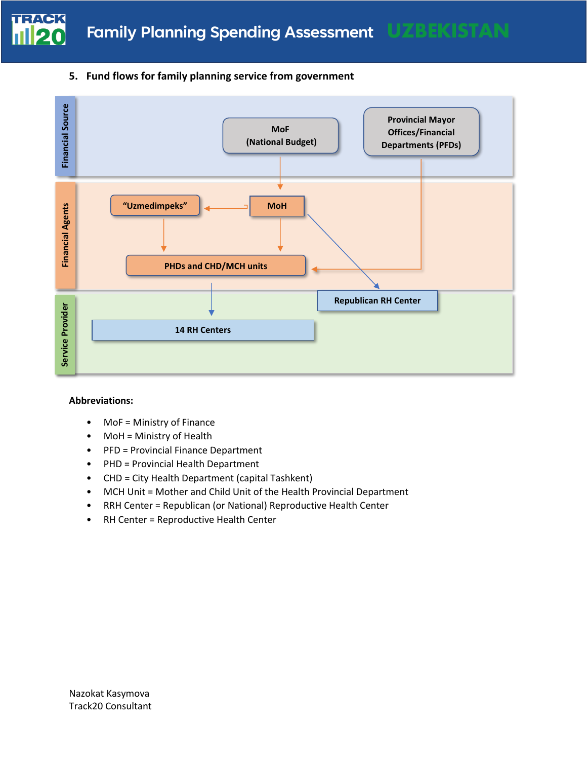## 5. Fund flows for family planning service from government

Financial Source

MoF
(National Budget)

Provincial Mayor
Offices/Financial
Departments (PFDs)

Financial Agents

"Uzmedimpeks"

MoH

PHDs and CHD/MCH units

Service Provider

Republican RH Center

14 RH Centers

**Abbreviations:**

- MoF = Ministry of Finance
- MoH = Ministry of Health
- PFD = Provincial Finance Department
- PHD = Provincial Health Department
- CHD = City Health Department (capital Tashkent)
- MCH Unit = Mother and Child Unit of the Health Provincial Department
- RRH Center = Republican (or National) Reproductive Health Center
- RH Center = Reproductive Health Center

Nazokat Kasymova
Track20 Consultant